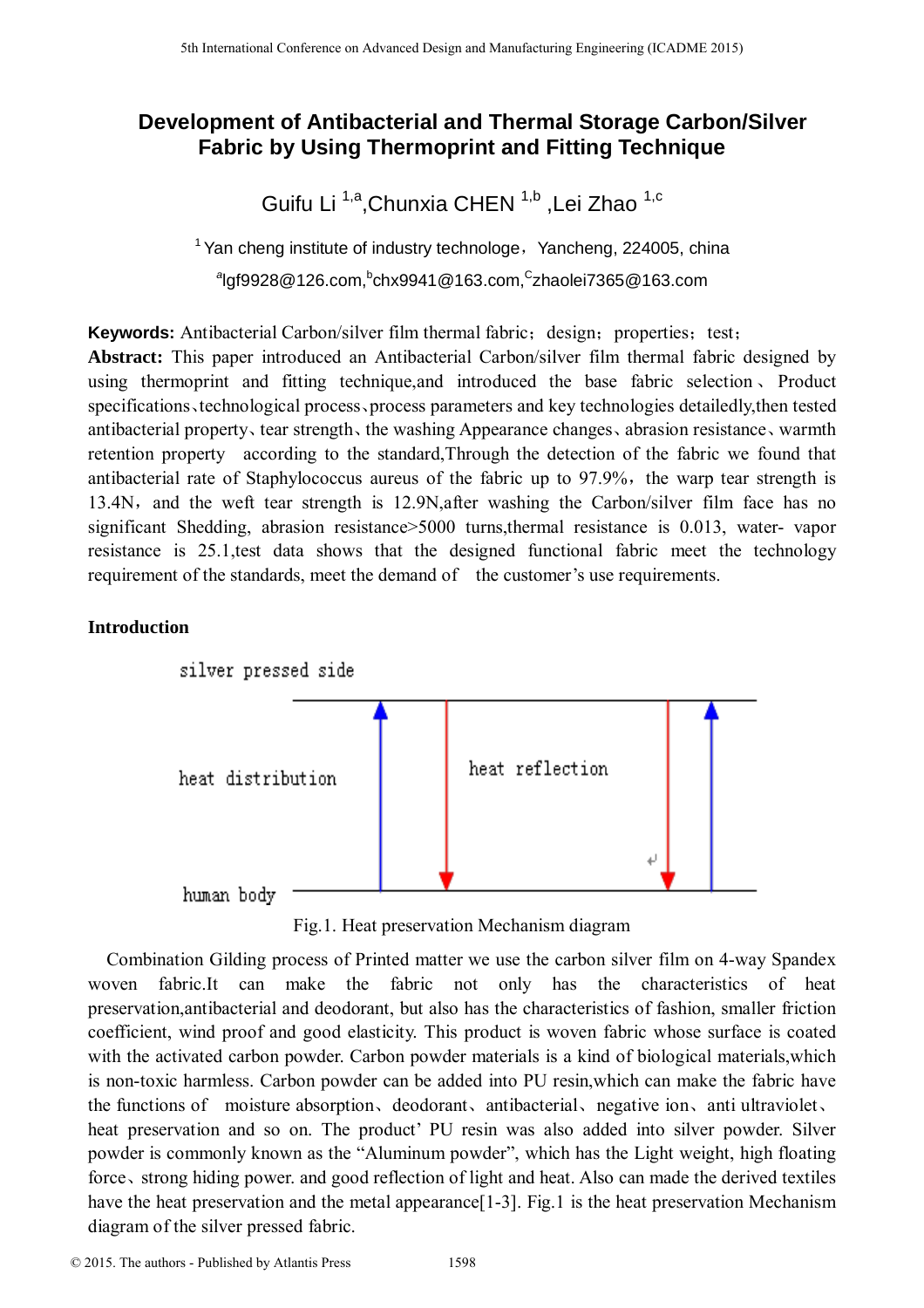# Development of Antibacterial and Thermal Storage Carbon/Silver Fabric by Using Thermoprint and Fitting Technique

Guifu Li [1,a], Chunxia CHEN [1,b], Lei Zhao [1,c]

[1] Yan cheng institute of industry technologe，Yancheng, 224005, china

[a]lgf9928@126.com, [b]chx9941@163.com, [c]zhaolei7365@163.com

**Keywords:** Antibacterial Carbon/silver film thermal fabric；design；properties；test；

**Abstract:** This paper introduced an Antibacterial Carbon/silver film thermal fabric designed by using thermoprint and fitting technique,and introduced the base fabric selection、Product specifications、technological process、process parameters and key technologies detailedly,then tested antibacterial property、tear strength、the washing Appearance changes、abrasion resistance、warmth retention property according to the standard,Through the detection of the fabric we found that antibacterial rate of Staphylococcus aureus of the fabric up to 97.9%，the warp tear strength is 13.4N，and the weft tear strength is 12.9N,after washing the Carbon/silver film face has no significant Shedding, abrasion resistance>5000 turns,thermal resistance is 0.013, water- vapor resistance is 25.1,test data shows that the designed functional fabric meet the technology requirement of the standards, meet the demand of the customer’s use requirements.

## Introduction

silver pressed side

heat distribution

heat reflection

human body

Fig.1. Heat preservation Mechanism diagram

Combination Gilding process of Printed matter we use the carbon silver film on 4-way Spandex woven fabric.It can make the fabric not only has the characteristics of heat preservation,antibacterial and deodorant, but also has the characteristics of fashion, smaller friction coefficient, wind proof and good elasticity. This product is woven fabric whose surface is coated with the activated carbon powder. Carbon powder materials is a kind of biological materials,which is non-toxic harmless. Carbon powder can be added into PU resin,which can make the fabric have the functions of moisture absorption、deodorant、antibacterial、negative ion、anti ultraviolet、heat preservation and so on. The product’ PU resin was also added into silver powder. Silver powder is commonly known as the “Aluminum powder”, which has the Light weight, high floating force、strong hiding power. and good reflection of light and heat. Also can made the derived textiles have the heat preservation and the metal appearance[1-3]. Fig.1 is the heat preservation Mechanism diagram of the silver pressed fabric.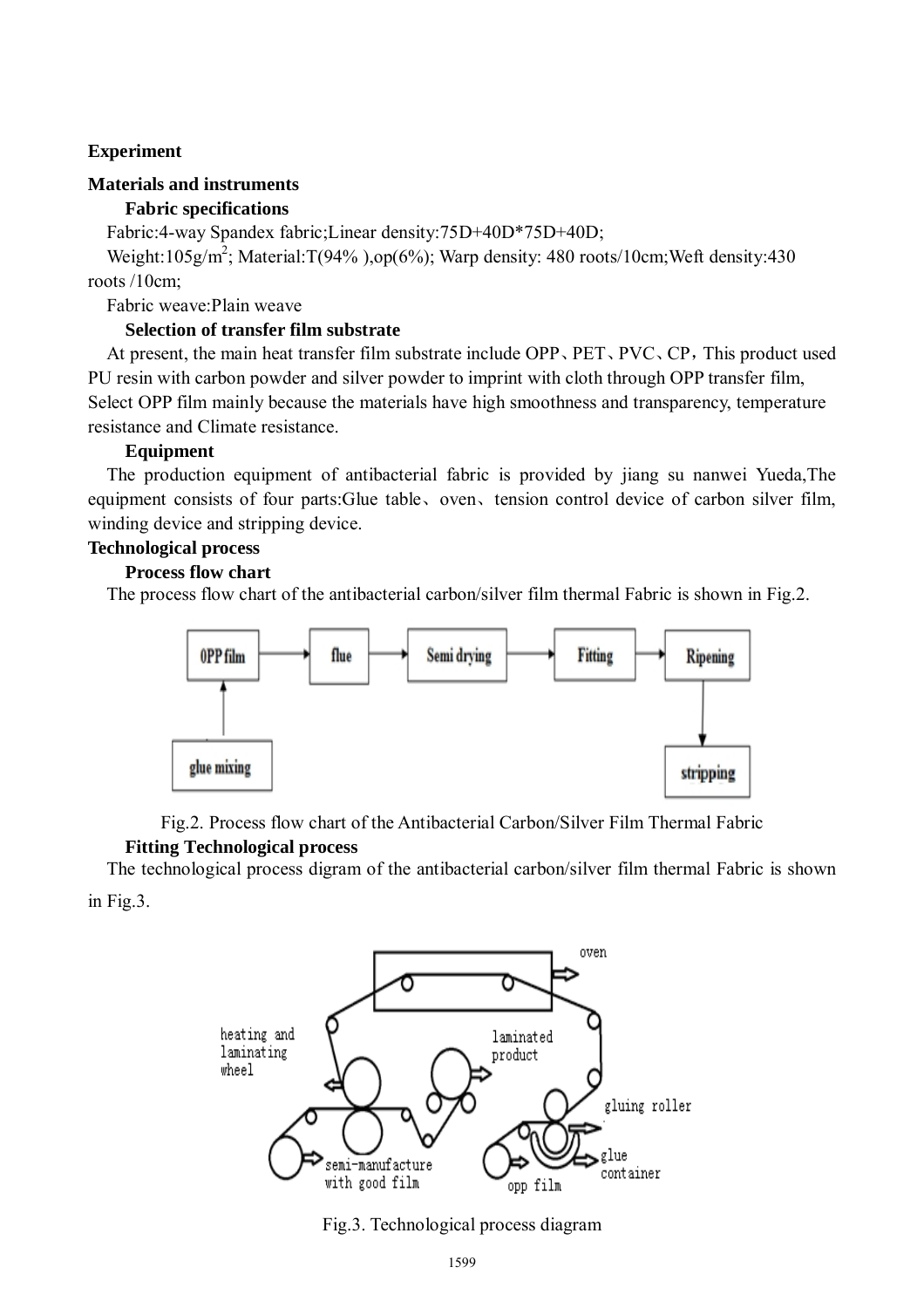## Experiment

### Materials and instruments

#### Fabric specifications

Fabric:4-way Spandex fabric;Linear density:75D+40D*75D+40D;

Weight:105g/m$^2$; Material:T(94% ),op(6%); Warp density: 480 roots/10cm;Weft density:430 roots /10cm;

Fabric weave:Plain weave

#### Selection of transfer film substrate

At present, the main heat transfer film substrate include OPP、PET、PVC、CP，This product used PU resin with carbon powder and silver powder to imprint with cloth through OPP transfer film, Select OPP film mainly because the materials have high smoothness and transparency, temperature resistance and Climate resistance.

#### Equipment

The production equipment of antibacterial fabric is provided by jiang su nanwei Yueda,The equipment consists of four parts:Glue table、oven、tension control device of carbon silver film, winding device and stripping device.

### Technological process

#### Process flow chart

The process flow chart of the antibacterial carbon/silver film thermal Fabric is shown in Fig.2.

Fig.2. Process flow chart of the Antibacterial Carbon/Silver Film Thermal Fabric

#### Fitting Technological process

The technological process digram of the antibacterial carbon/silver film thermal Fabric is shown in Fig.3.

Fig.3. Technological process diagram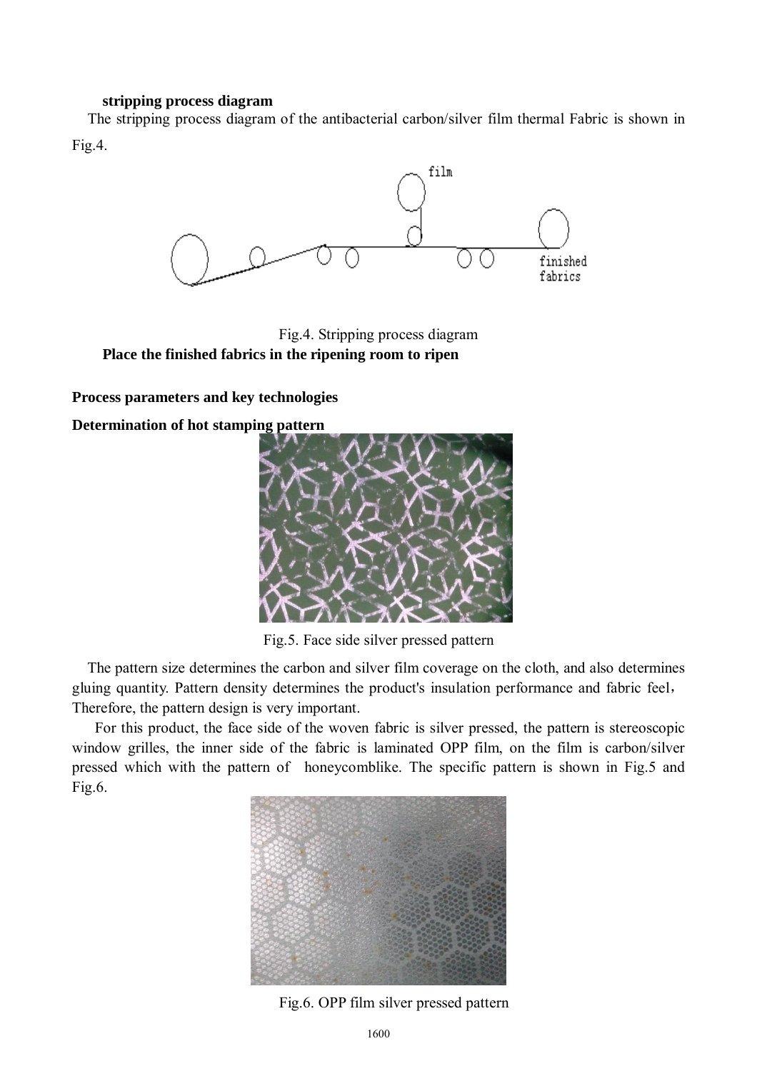**stripping process diagram**

The stripping process diagram of the antibacterial carbon/silver film thermal Fabric is shown in Fig.4.

Fig.4. Stripping process diagram

**Place the finished fabrics in the ripening room to ripen**

### Process parameters and key technologies

#### Determination of hot stamping pattern

Fig.5. Face side silver pressed pattern

The pattern size determines the carbon and silver film coverage on the cloth, and also determines gluing quantity. Pattern density determines the product's insulation performance and fabric feel, Therefore, the pattern design is very important.

For this product, the face side of the woven fabric is silver pressed, the pattern is stereoscopic window grilles, the inner side of the fabric is laminated OPP film, on the film is carbon/silver pressed which with the pattern of honeycomblike. The specific pattern is shown in Fig.5 and Fig.6.

Fig.6. OPP film silver pressed pattern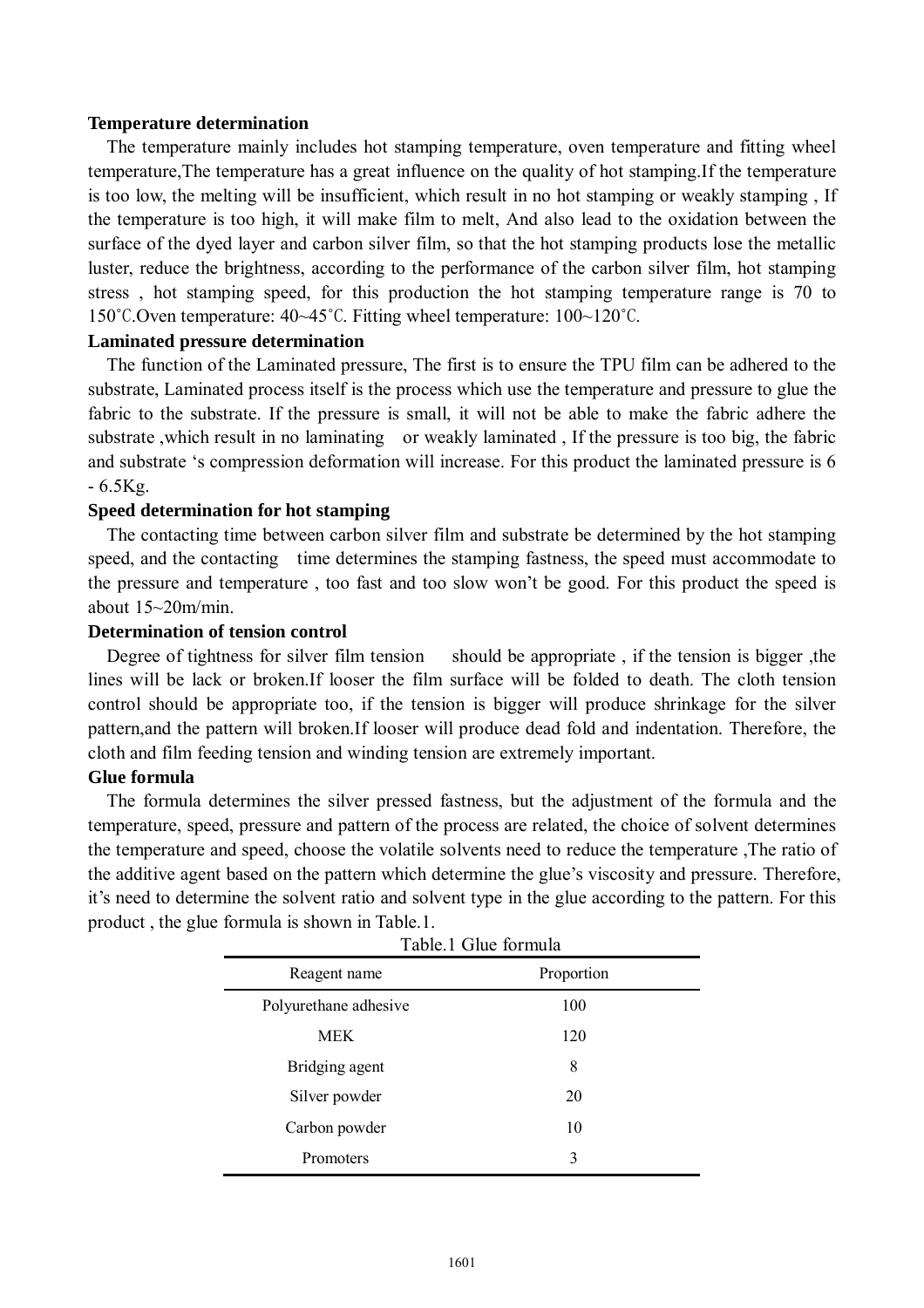**Temperature determination**

The temperature mainly includes hot stamping temperature, oven temperature and fitting wheel temperature,The temperature has a great influence on the quality of hot stamping.If the temperature is too low, the melting will be insufficient, which result in no hot stamping or weakly stamping , If the temperature is too high, it will make film to melt, And also lead to the oxidation between the surface of the dyed layer and carbon silver film, so that the hot stamping products lose the metallic luster, reduce the brightness, according to the performance of the carbon silver film, hot stamping stress , hot stamping speed, for this production the hot stamping temperature range is 70 to 150℃.Oven temperature: 40~45℃. Fitting wheel temperature: 100~120℃.

**Laminated pressure determination**

The function of the Laminated pressure, The first is to ensure the TPU film can be adhered to the substrate, Laminated process itself is the process which use the temperature and pressure to glue the fabric to the substrate. If the pressure is small, it will not be able to make the fabric adhere the substrate ,which result in no laminating or weakly laminated , If the pressure is too big, the fabric and substrate 's compression deformation will increase. For this product the laminated pressure is 6 - 6.5Kg.

**Speed determination for hot stamping**

The contacting time between carbon silver film and substrate be determined by the hot stamping speed, and the contacting time determines the stamping fastness, the speed must accommodate to the pressure and temperature , too fast and too slow won't be good. For this product the speed is about 15~20m/min.

**Determination of tension control**

Degree of tightness for silver film tension should be appropriate , if the tension is bigger ,the lines will be lack or broken.If looser the film surface will be folded to death. The cloth tension control should be appropriate too, if the tension is bigger will produce shrinkage for the silver pattern,and the pattern will broken.If looser will produce dead fold and indentation. Therefore, the cloth and film feeding tension and winding tension are extremely important.

**Glue formula**

The formula determines the silver pressed fastness, but the adjustment of the formula and the temperature, speed, pressure and pattern of the process are related, the choice of solvent determines the temperature and speed, choose the volatile solvents need to reduce the temperature ,The ratio of the additive agent based on the pattern which determine the glue's viscosity and pressure. Therefore, it's need to determine the solvent ratio and solvent type in the glue according to the pattern. For this product , the glue formula is shown in Table.1.

Table.1 Glue formula

| Reagent name | Proportion |
|---|---|
| Polyurethane adhesive | 100 |
| MEK | 120 |
| Bridging agent | 8 |
| Silver powder | 20 |
| Carbon powder | 10 |
| Promoters | 3 |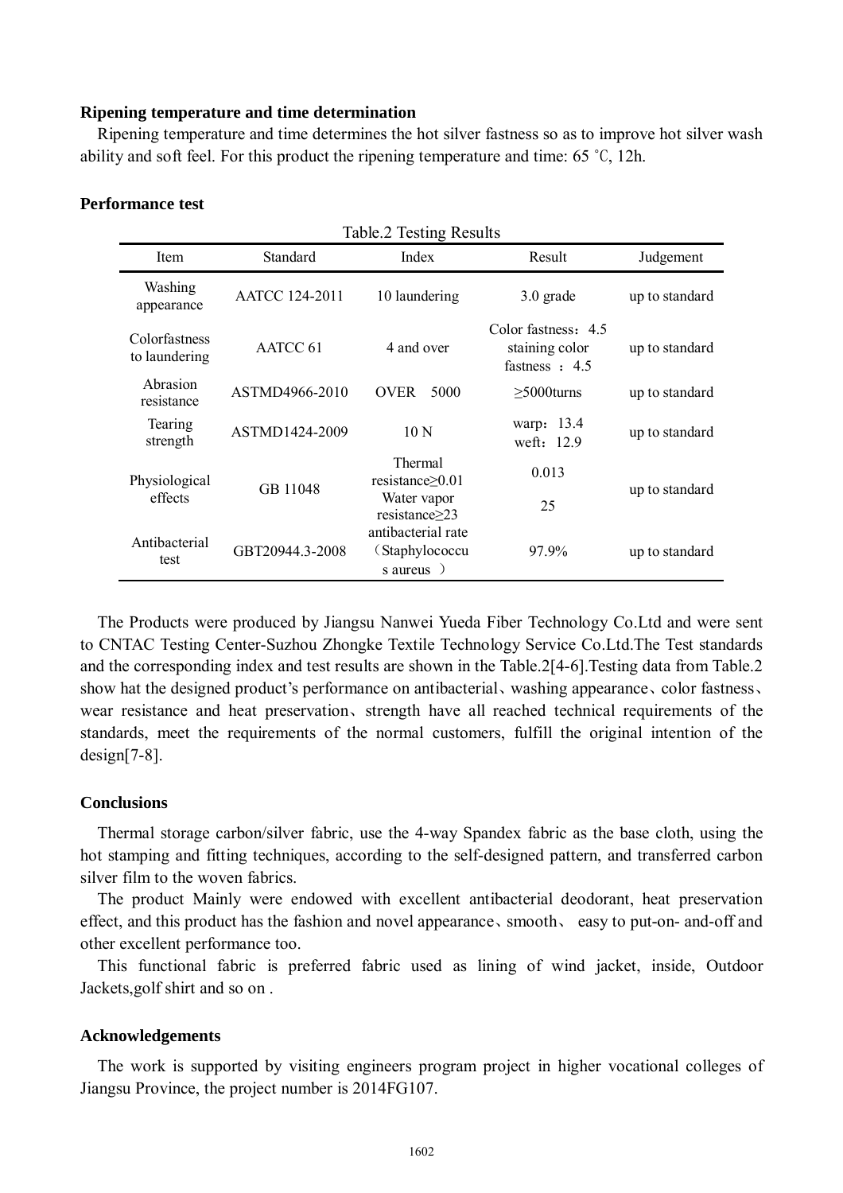### Ripening temperature and time determination

Ripening temperature and time determines the hot silver fastness so as to improve hot silver wash ability and soft feel. For this product the ripening temperature and time: 65 ℃, 12h.

### Performance test

Table.2 Testing Results

| Item | Standard | Index | Result | Judgement |
|---|---|---|---|---|
| Washing appearance | AATCC 124-2011 | 10 laundering | 3.0 grade | up to standard |
| Colorfastness to laundering | AATCC 61 | 4 and over | Color fastness：4.5 staining color fastness ：4.5 | up to standard |
| Abrasion resistance | ASTMD4966-2010 | OVER 5000 | ≥5000turns | up to standard |
| Tearing strength | ASTMD1424-2009 | 10 N | warp：13.4 weft：12.9 | up to standard |
| Physiological effects | GB 11048 | Thermal resistance≥0.01 | 0.013 | up to standard |
| | | Water vapor resistance≥23 | 25 | |
| Antibacterial test | GBT20944.3-2008 | antibacterial rate （Staphylococcus aureus ） | 97.9% | up to standard |

The Products were produced by Jiangsu Nanwei Yueda Fiber Technology Co.Ltd and were sent to CNTAC Testing Center-Suzhou Zhongke Textile Technology Service Co.Ltd.The Test standards and the corresponding index and test results are shown in the Table.2[4-6].Testing data from Table.2 show hat the designed product's performance on antibacterial、washing appearance、color fastness、wear resistance and heat preservation、strength have all reached technical requirements of the standards, meet the requirements of the normal customers, fulfill the original intention of the design[7-8].

### Conclusions

Thermal storage carbon/silver fabric, use the 4-way Spandex fabric as the base cloth, using the hot stamping and fitting techniques, according to the self-designed pattern, and transferred carbon silver film to the woven fabrics.

The product Mainly were endowed with excellent antibacterial deodorant, heat preservation effect, and this product has the fashion and novel appearance、smooth、 easy to put-on- and-off and other excellent performance too.

This functional fabric is preferred fabric used as lining of wind jacket, inside, Outdoor Jackets,golf shirt and so on .

### Acknowledgements

The work is supported by visiting engineers program project in higher vocational colleges of Jiangsu Province, the project number is 2014FG107.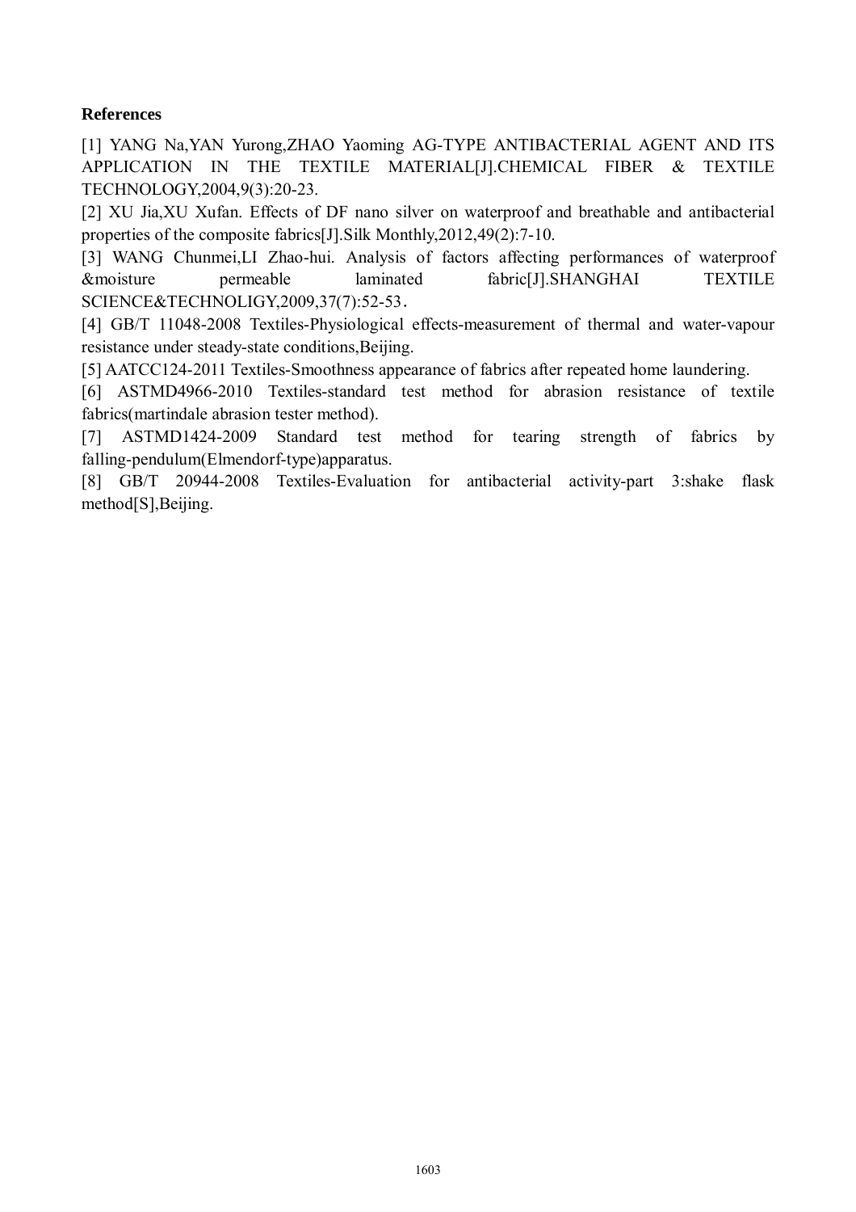**References**

[1] YANG Na,YAN Yurong,ZHAO Yaoming AG-TYPE ANTIBACTERIAL AGENT AND ITS APPLICATION IN THE TEXTILE MATERIAL[J].CHEMICAL FIBER & TEXTILE TECHNOLOGY,2004,9(3):20-23.

[2] XU Jia,XU Xufan. Effects of DF nano silver on waterproof and breathable and antibacterial properties of the composite fabrics[J].Silk Monthly,2012,49(2):7-10.

[3] WANG Chunmei,LI Zhao-hui. Analysis of factors affecting performances of waterproof &moisture permeable laminated fabric[J].SHANGHAI TEXTILE SCIENCE&TECHNOLIGY,2009,37(7):52-53.

[4] GB/T 11048-2008 Textiles-Physiological effects-measurement of thermal and water-vapour resistance under steady-state conditions,Beijing.

[5] AATCC124-2011 Textiles-Smoothness appearance of fabrics after repeated home laundering.

[6] ASTMD4966-2010 Textiles-standard test method for abrasion resistance of textile fabrics(martindale abrasion tester method).

[7] ASTMD1424-2009 Standard test method for tearing strength of fabrics by falling-pendulum(Elmendorf-type)apparatus.

[8] GB/T 20944-2008 Textiles-Evaluation for antibacterial activity-part 3:shake flask method[S],Beijing.